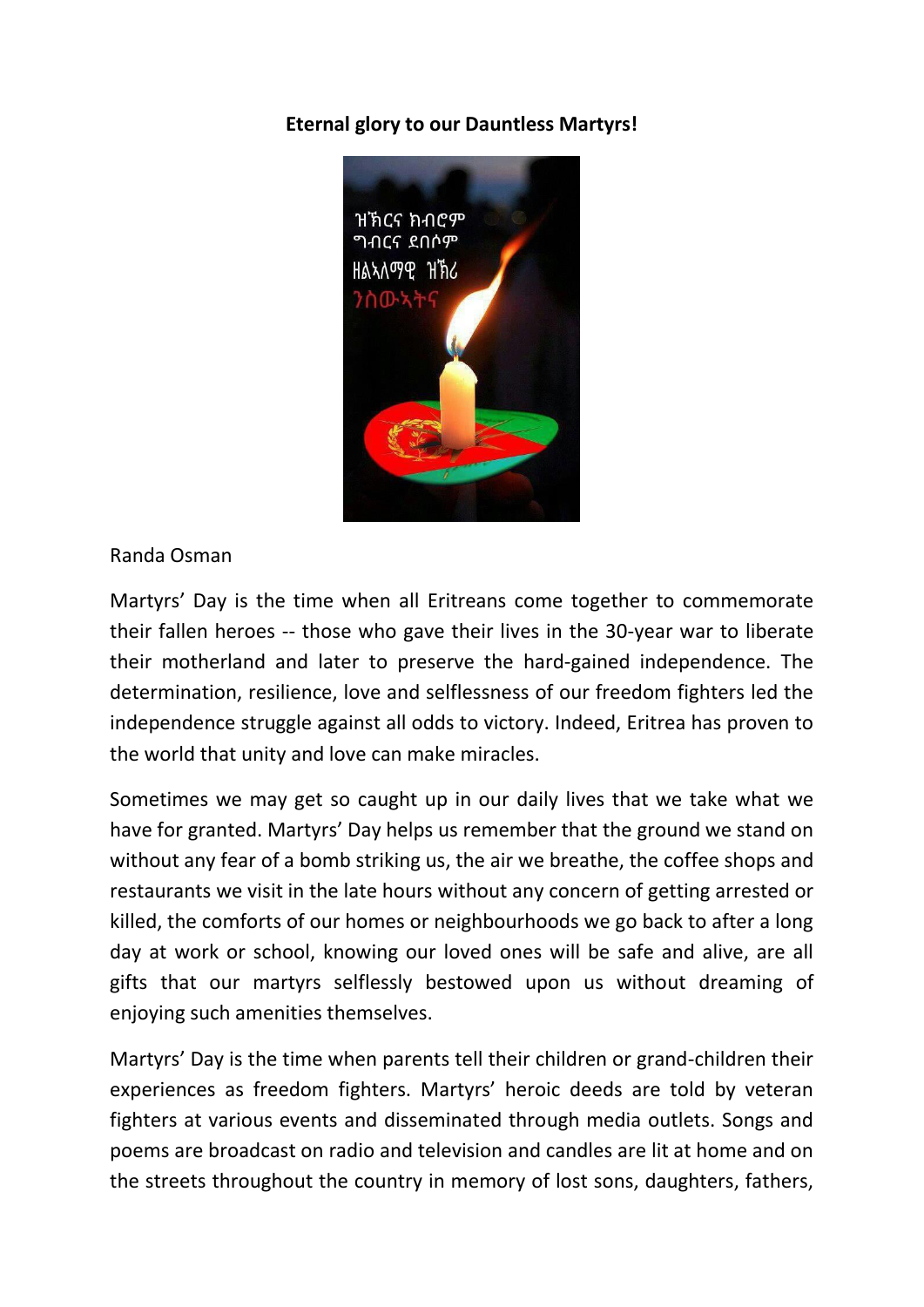**Eternal glory to our Dauntless Martyrs!**

Randa Osman

Martyrs' Day is the time when all Eritreans come together to commemorate their fallen heroes -- those who gave their lives in the 30-year war to liberate their motherland and later to preserve the hard-gained independence. The determination, resilience, love and selflessness of our freedom fighters led the independence struggle against all odds to victory. Indeed, Eritrea has proven to the world that unity and love can make miracles.

Sometimes we may get so caught up in our daily lives that we take what we have for granted. Martyrs' Day helps us remember that the ground we stand on without any fear of a bomb striking us, the air we breathe, the coffee shops and restaurants we visit in the late hours without any concern of getting arrested or killed, the comforts of our homes or neighbourhoods we go back to after a long day at work or school, knowing our loved ones will be safe and alive, are all gifts that our martyrs selflessly bestowed upon us without dreaming of enjoying such amenities themselves.

Martyrs' Day is the time when parents tell their children or grand-children their experiences as freedom fighters. Martyrs' heroic deeds are told by veteran fighters at various events and disseminated through media outlets. Songs and poems are broadcast on radio and television and candles are lit at home and on the streets throughout the country in memory of lost sons, daughters, fathers,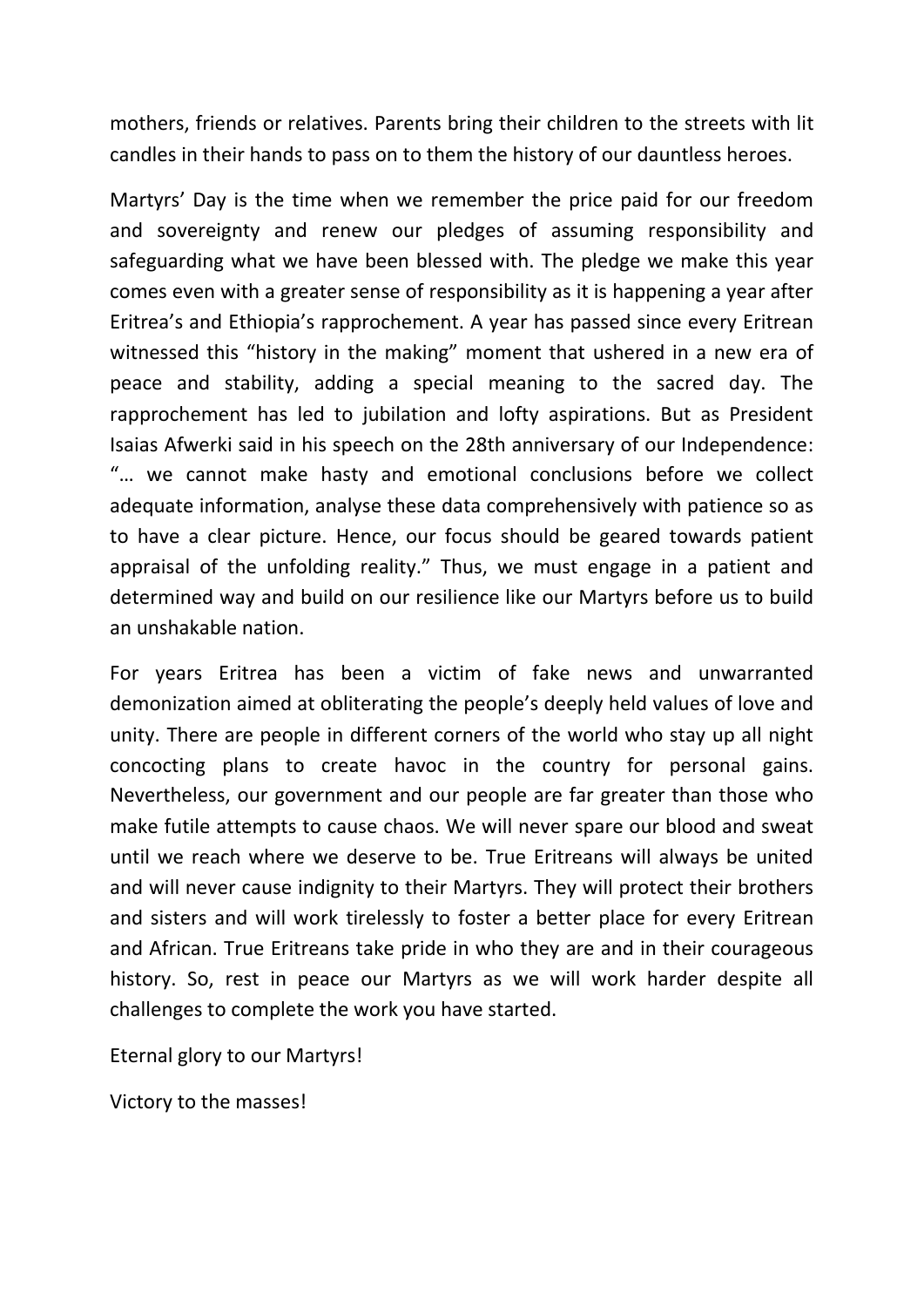mothers, friends or relatives. Parents bring their children to the streets with lit candles in their hands to pass on to them the history of our dauntless heroes.

Martyrs' Day is the time when we remember the price paid for our freedom and sovereignty and renew our pledges of assuming responsibility and safeguarding what we have been blessed with. The pledge we make this year comes even with a greater sense of responsibility as it is happening a year after Eritrea's and Ethiopia's rapprochement. A year has passed since every Eritrean witnessed this "history in the making" moment that ushered in a new era of peace and stability, adding a special meaning to the sacred day. The rapprochement has led to jubilation and lofty aspirations. But as President Isaias Afwerki said in his speech on the 28th anniversary of our Independence: "… we cannot make hasty and emotional conclusions before we collect adequate information, analyse these data comprehensively with patience so as to have a clear picture. Hence, our focus should be geared towards patient appraisal of the unfolding reality." Thus, we must engage in a patient and determined way and build on our resilience like our Martyrs before us to build an unshakable nation.

For years Eritrea has been a victim of fake news and unwarranted demonization aimed at obliterating the people's deeply held values of love and unity. There are people in different corners of the world who stay up all night concocting plans to create havoc in the country for personal gains. Nevertheless, our government and our people are far greater than those who make futile attempts to cause chaos. We will never spare our blood and sweat until we reach where we deserve to be. True Eritreans will always be united and will never cause indignity to their Martyrs. They will protect their brothers and sisters and will work tirelessly to foster a better place for every Eritrean and African. True Eritreans take pride in who they are and in their courageous history. So, rest in peace our Martyrs as we will work harder despite all challenges to complete the work you have started.

Eternal glory to our Martyrs!

Victory to the masses!